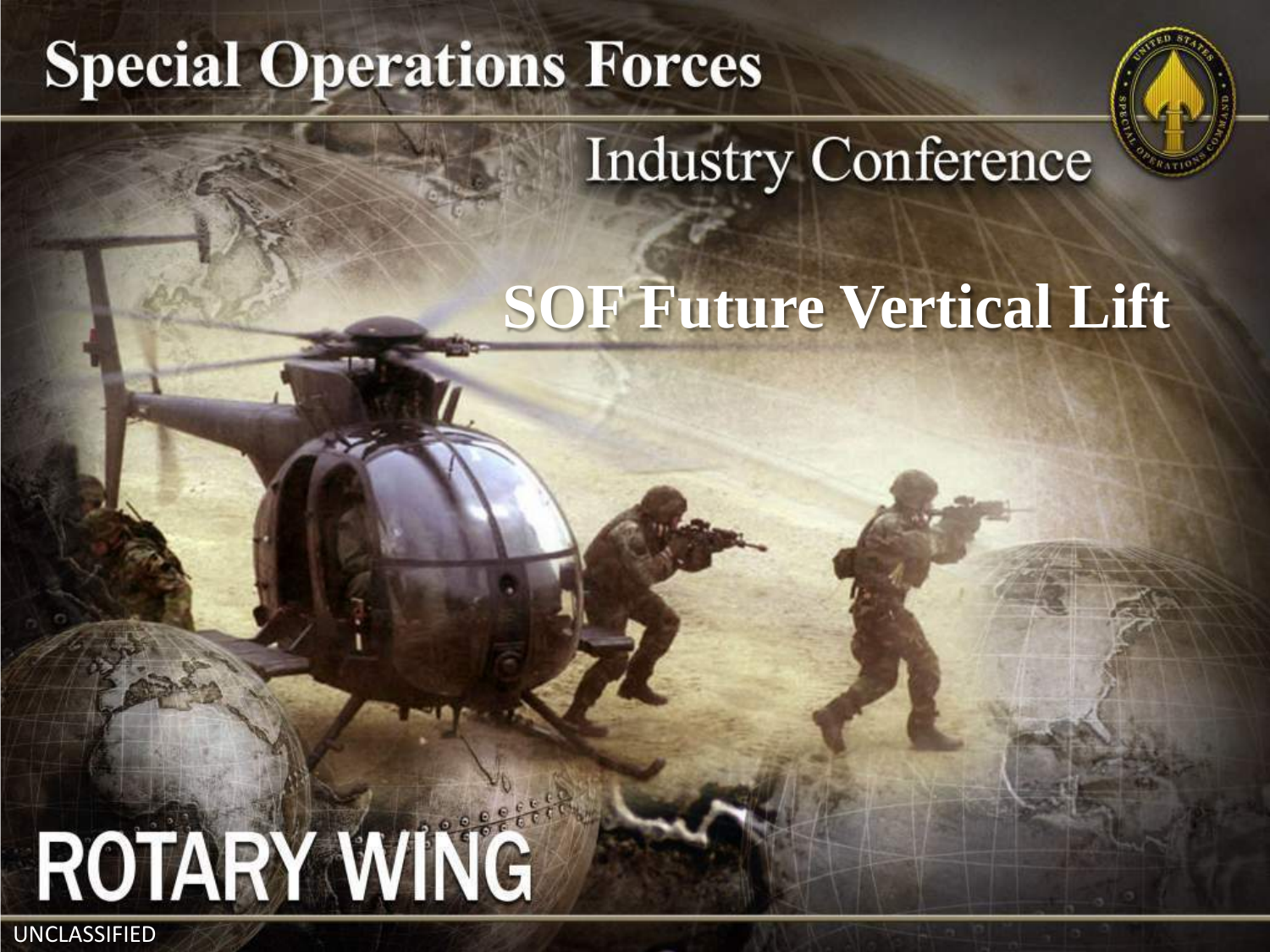# Special Operations Forces

## Industry Conference

## SOF Future Vertical Lift

ROTARY WING

UNCLASSIFIED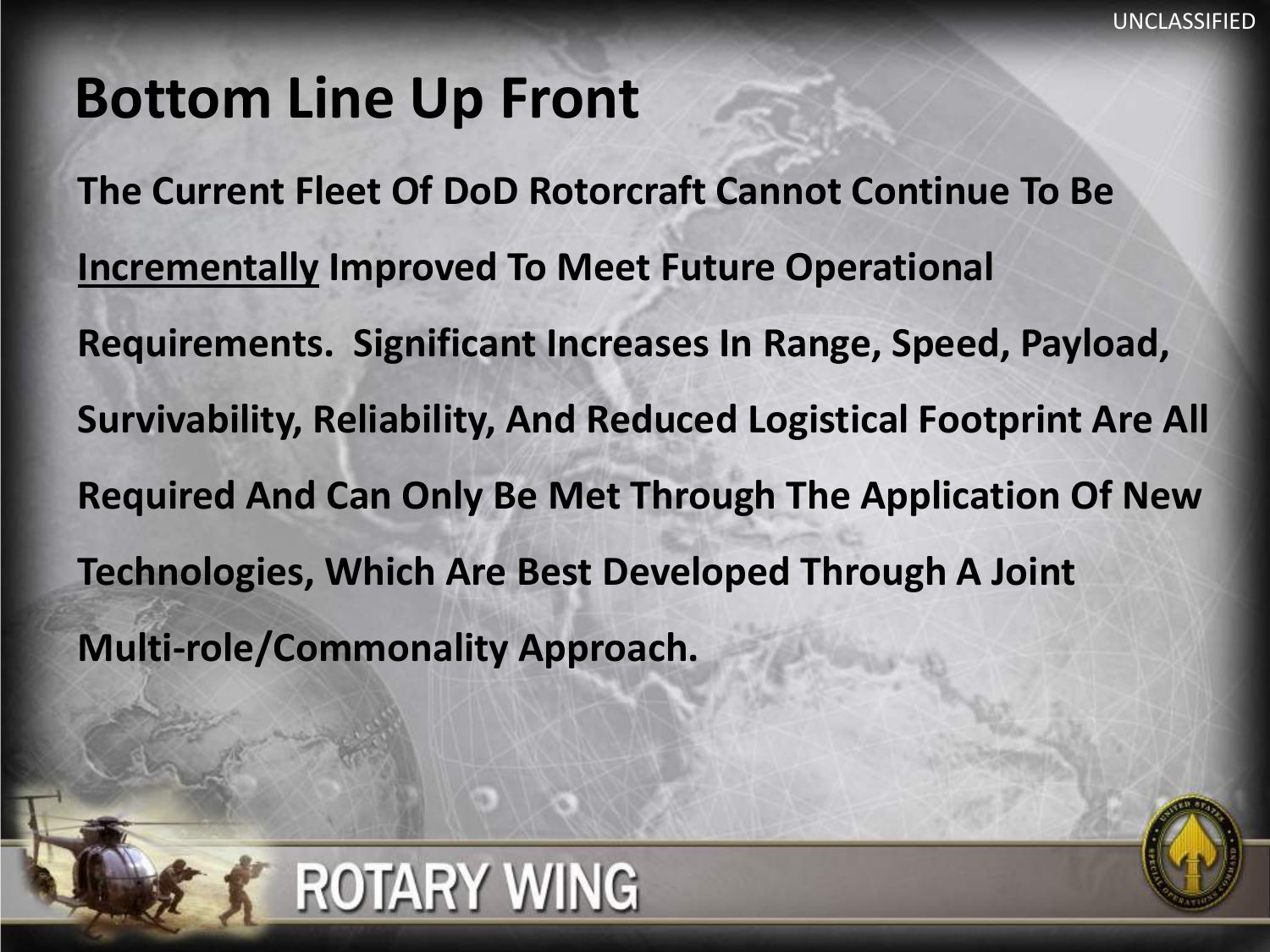# Bottom Line Up Front

**The Current Fleet Of DoD Rotorcraft Cannot Continue To Be <u>Incrementally</u> Improved To Meet Future Operational Requirements. Significant Increases In Range, Speed, Payload, Survivability, Reliability, And Reduced Logistical Footprint Are All Required And Can Only Be Met Through The Application Of New Technologies, Which Are Best Developed Through A Joint Multi-role/Commonality Approach.**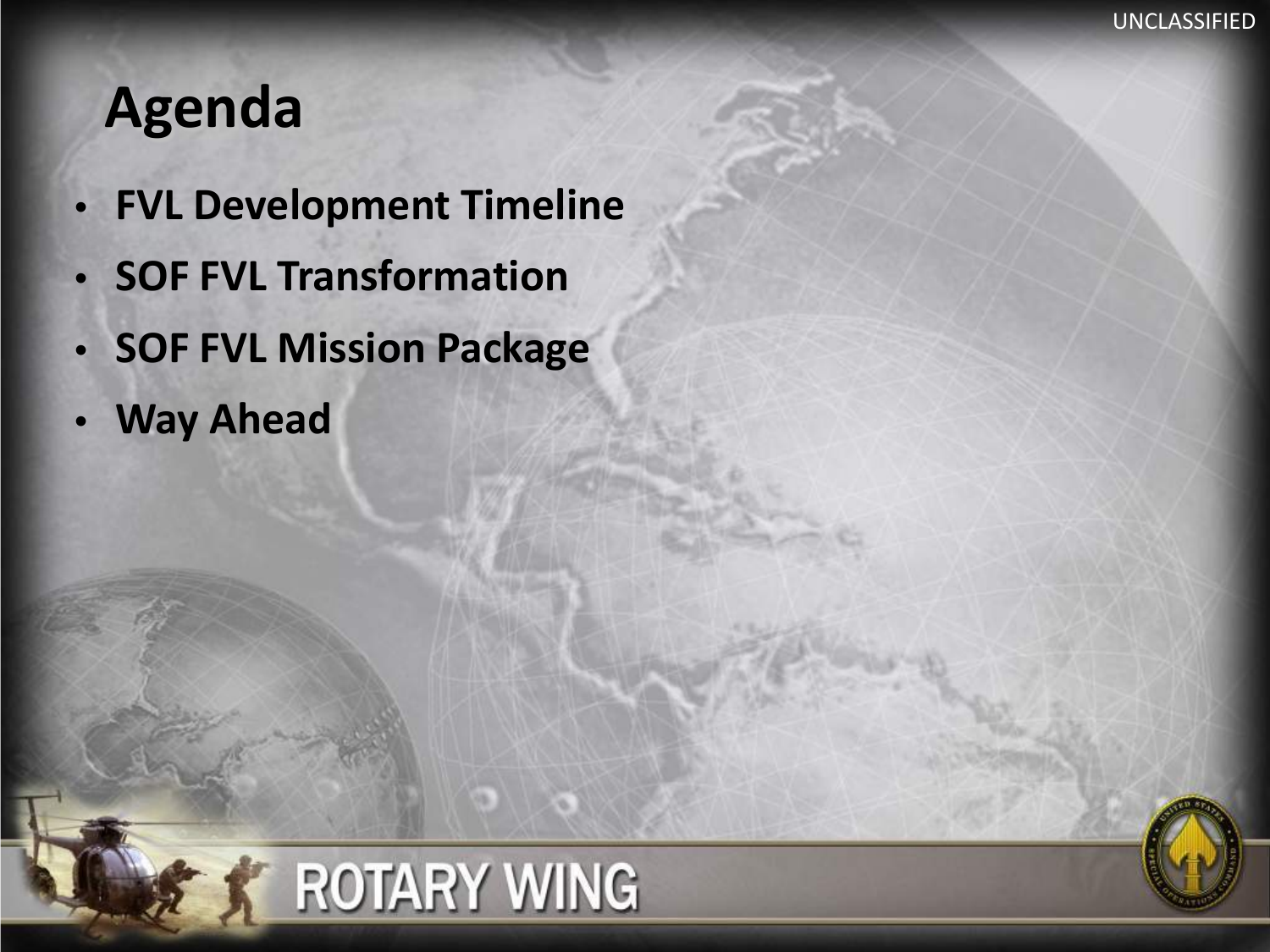# Agenda

- **FVL Development Timeline**
- **SOF FVL Transformation**
- **SOF FVL Mission Package**
- **Way Ahead**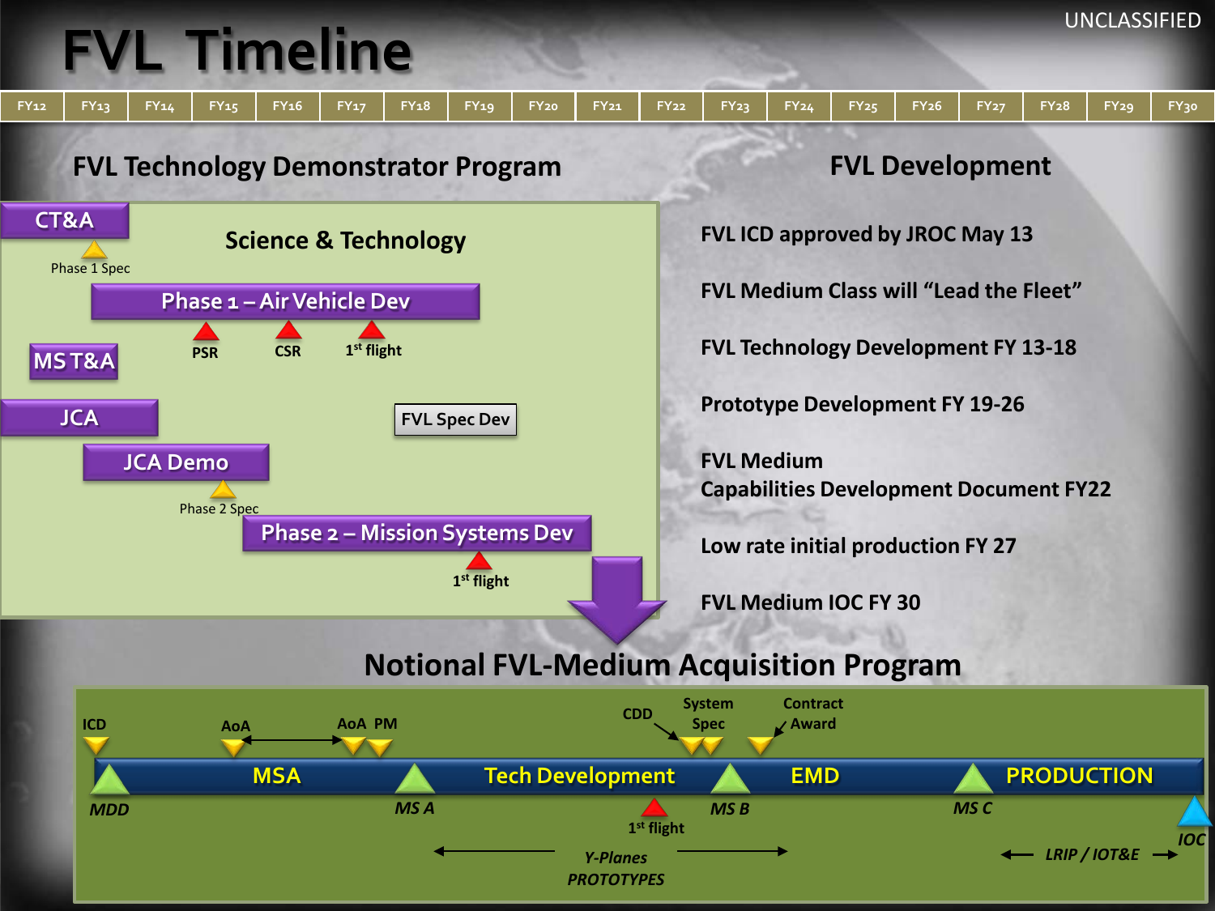UNCLASSIFIED

# FVL Timeline

| FY12 | FY13 | FY14 | FY15 | FY16 | FY17 | FY18 | FY19 | FY20 | FY21 | FY22 | FY23 | FY24 | FY25 | FY26 | FY27 | FY28 | FY29 | FY30 |
|---|---|---|---|---|---|---|---|---|---|---|---|---|---|---|---|---|---|---|

## FVL Technology Demonstrator Program

### Science & Technology

- CT&A
  - Phase 1 Spec
- Phase 1 – Air Vehicle Dev
  - PSR
  - CSR
  - 1st flight
- MS T&A
- JCA
- FVL Spec Dev
- JCA Demo
  - Phase 2 Spec
- Phase 2 – Mission Systems Dev
  - 1st flight

## FVL Development

**FVL ICD approved by JROC May 13**

**FVL Medium Class will "Lead the Fleet"**

**FVL Technology Development FY 13-18**

**Prototype Development FY 19-26**

**FVL Medium Capabilities Development Document FY22**

**Low rate initial production FY 27**

**FVL Medium IOC FY 30**

## Notional FVL-Medium Acquisition Program

- Milestones: ICD, AoA, AoA PM, CDD, System Spec, Contract Award
- MDD → MSA → MS A → Tech Development → MS B → EMD → MS C → PRODUCTION → IOC
- 1st flight
- *Y-Planes PROTOTYPES*
- *LRIP / IOT&E*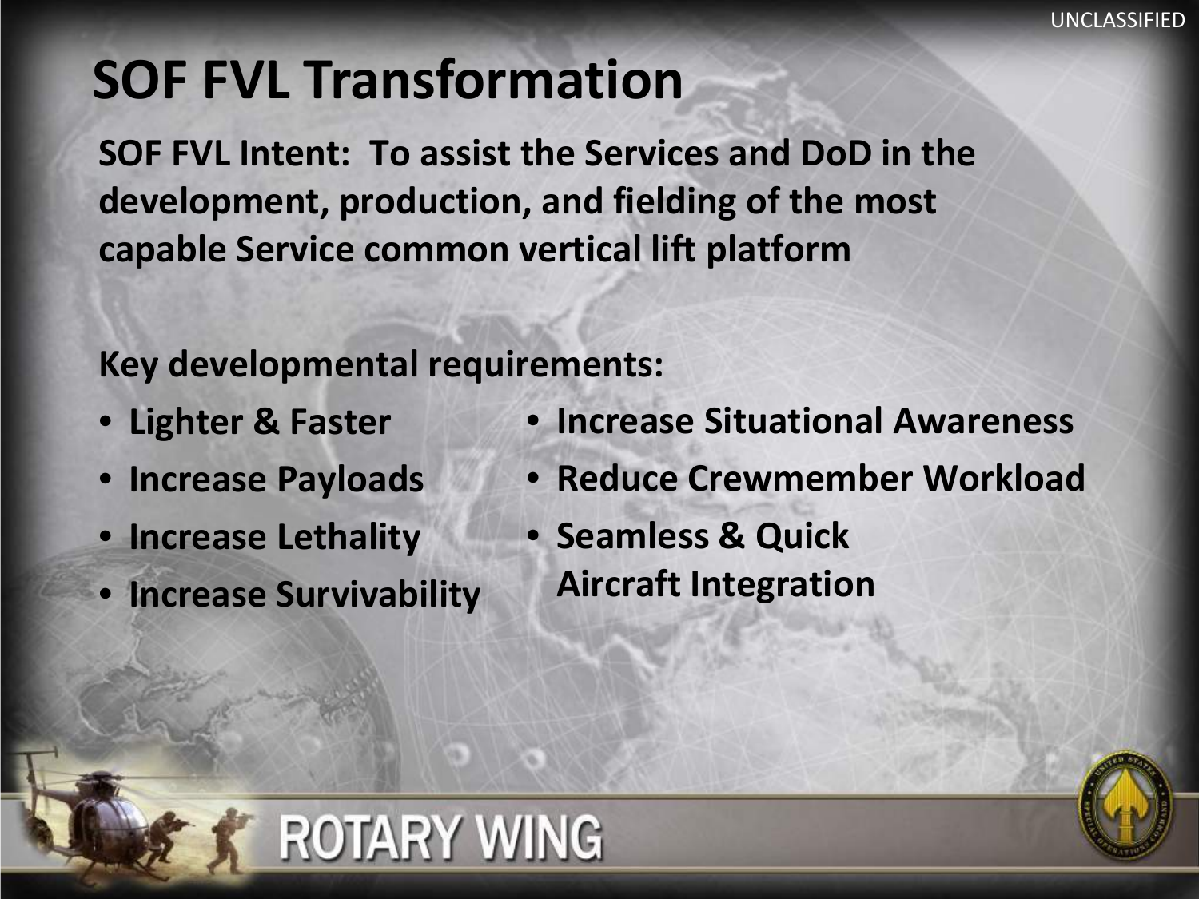# SOF FVL Transformation

**SOF FVL Intent: To assist the Services and DoD in the development, production, and fielding of the most capable Service common vertical lift platform**

**Key developmental requirements:**

- **Lighter & Faster**
- **Increase Payloads**
- **Increase Lethality**
- **Increase Survivability**
- **Increase Situational Awareness**
- **Reduce Crewmember Workload**
- **Seamless & Quick Aircraft Integration**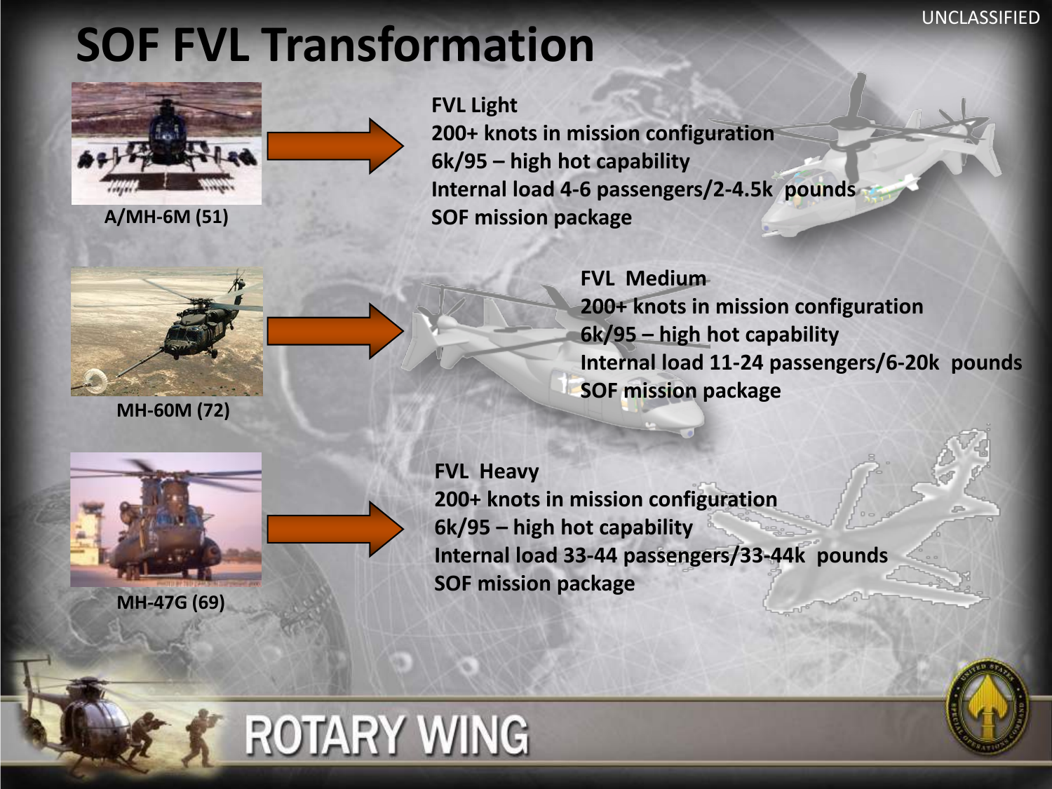# SOF FVL Transformation

A/MH-6M (51)

**FVL Light**
**200+ knots in mission configuration**
**6k/95 – high hot capability**
**Internal load 4-6 passengers/2-4.5k pounds**
**SOF mission package**

MH-60M (72)

**FVL Medium**
**200+ knots in mission configuration**
**6k/95 – high hot capability**
**Internal load 11-24 passengers/6-20k pounds**
**SOF mission package**

MH-47G (69)

**FVL Heavy**
**200+ knots in mission configuration**
**6k/95 – high hot capability**
**Internal load 33-44 passengers/33-44k pounds**
**SOF mission package**

ROTARY WING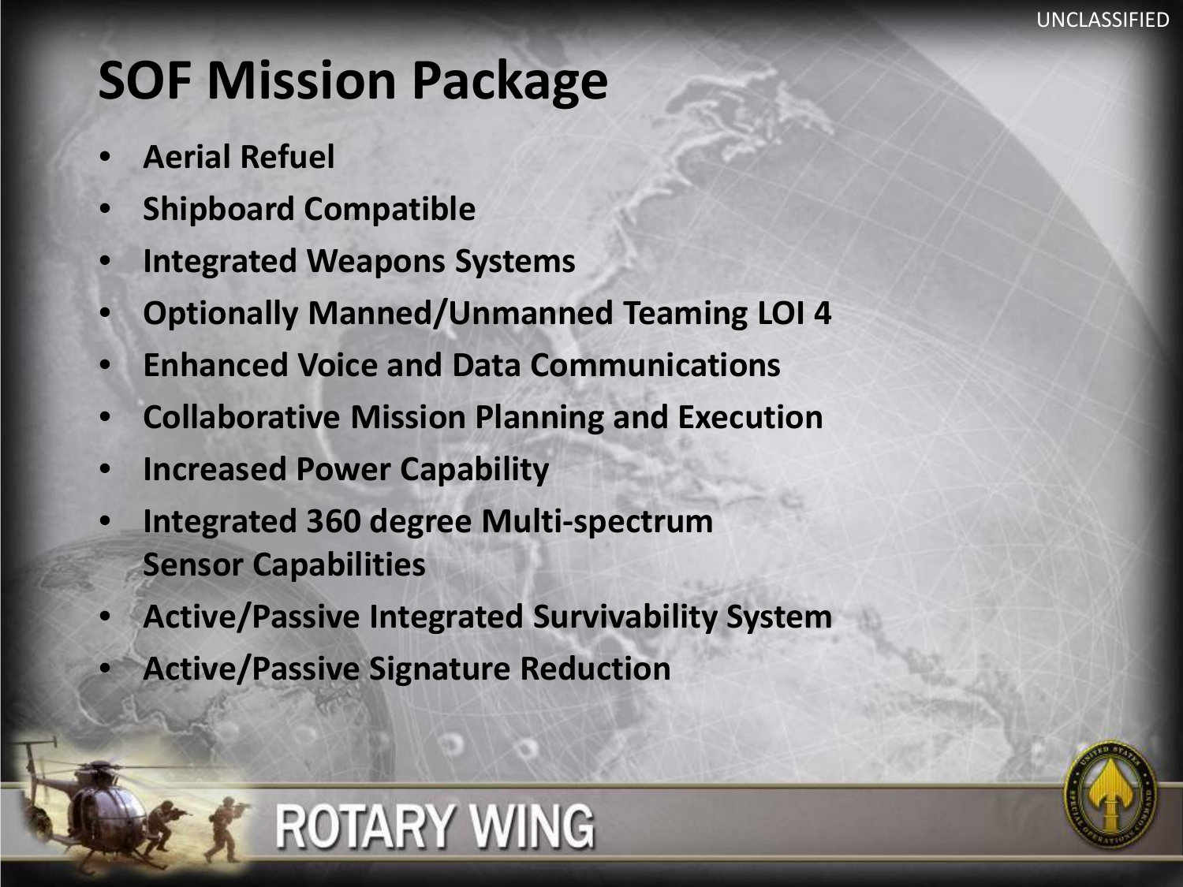# SOF Mission Package

- Aerial Refuel
- Shipboard Compatible
- Integrated Weapons Systems
- Optionally Manned/Unmanned Teaming LOI 4
- Enhanced Voice and Data Communications
- Collaborative Mission Planning and Execution
- Increased Power Capability
- Integrated 360 degree Multi-spectrum Sensor Capabilities
- Active/Passive Integrated Survivability System
- Active/Passive Signature Reduction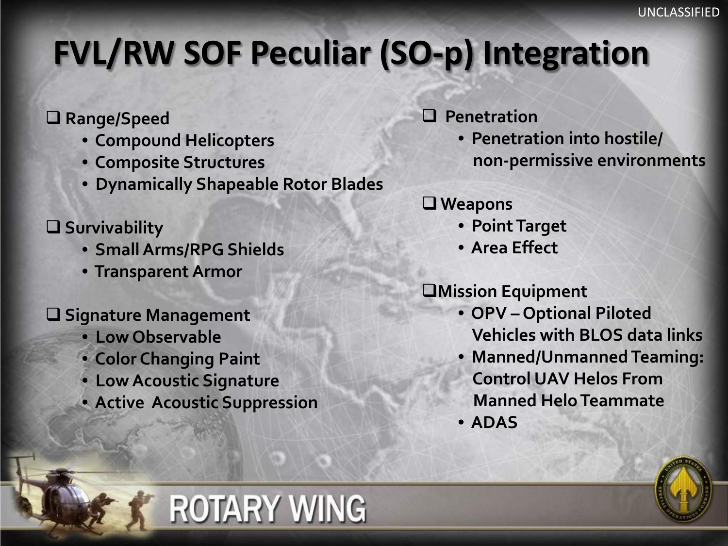# FVL/RW SOF Peculiar (SO-p) Integration

- Range/Speed
  - Compound Helicopters
  - Composite Structures
  - Dynamically Shapeable Rotor Blades
- Survivability
  - Small Arms/RPG Shields
  - Transparent Armor
- Signature Management
  - Low Observable
  - Color Changing Paint
  - Low Acoustic Signature
  - Active Acoustic Suppression
- Penetration
  - Penetration into hostile/ non-permissive environments
- Weapons
  - Point Target
  - Area Effect
- Mission Equipment
  - OPV – Optional Piloted Vehicles with BLOS data links
  - Manned/Unmanned Teaming: Control UAV Helos From Manned Helo Teammate
  - ADAS

ROTARY WING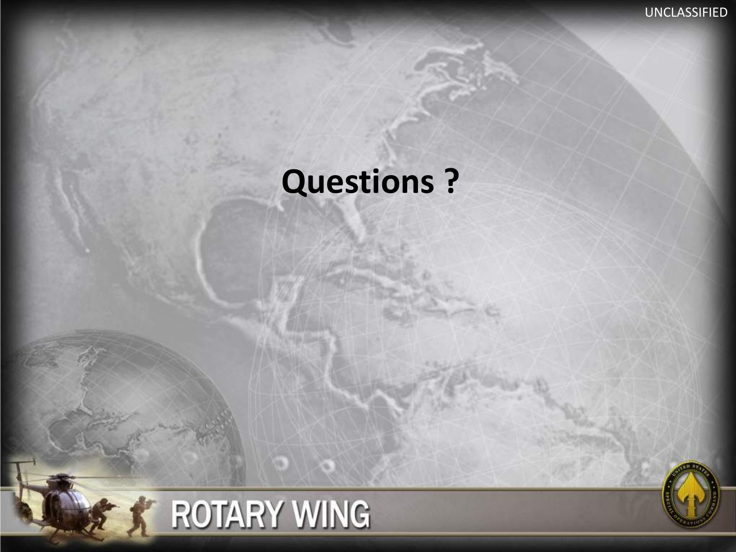UNCLASSIFIED

# Questions ?

ROTARY WING